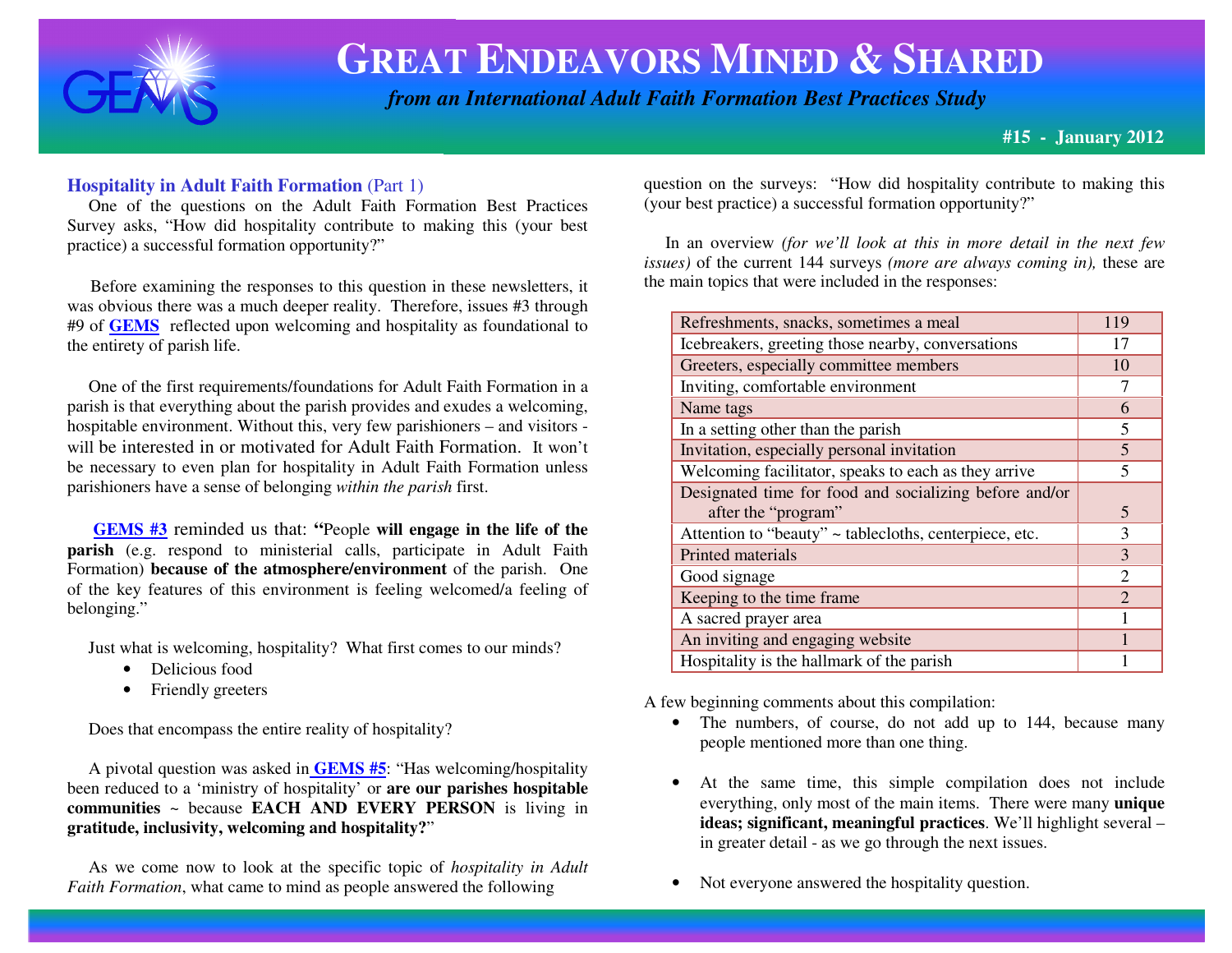# GREAT ENDEAVORS MINED & SHARED

*from an International Adult Faith Formation Best Practices Study*

**#15 - January 2012**

## Hospitality in Adult Faith Formation (Part 1)

One of the questions on the Adult Faith Formation Best Practices Survey asks, "How did hospitality contribute to making this (your best practice) a successful formation opportunity?"

Before examining the responses to this question in these newsletters, it was obvious there was a much deeper reality. Therefore, issues #3 through #9 of **GEMS** reflected upon welcoming and hospitality as foundational to the entirety of parish life.

One of the first requirements/foundations for Adult Faith Formation in a parish is that everything about the parish provides and exudes a welcoming, hospitable environment. Without this, very few parishioners – and visitors - will be interested in or motivated for Adult Faith Formation. It won't be necessary to even plan for hospitality in Adult Faith Formation unless parishioners have a sense of belonging *within the parish* first.

**GEMS #3** reminded us that: **"**People **will engage in the life of the parish** (e.g. respond to ministerial calls, participate in Adult Faith Formation) **because of the atmosphere/environment** of the parish. One of the key features of this environment is feeling welcomed/a feeling of belonging."

Just what is welcoming, hospitality? What first comes to our minds?

- Delicious food
- Friendly greeters

Does that encompass the entire reality of hospitality?

A pivotal question was asked in **GEMS #5**: "Has welcoming/hospitality been reduced to a 'ministry of hospitality' or **are our parishes hospitable communities** ~ because **EACH AND EVERY PERSON** is living in **gratitude, inclusivity, welcoming and hospitality?**"

As we come now to look at the specific topic of *hospitality in Adult Faith Formation*, what came to mind as people answered the following question on the surveys: "How did hospitality contribute to making this (your best practice) a successful formation opportunity?"

In an overview *(for we'll look at this in more detail in the next few issues)* of the current 144 surveys *(more are always coming in),* these are the main topics that were included in the responses:

| Topic | Count |
|---|---|
| Refreshments, snacks, sometimes a meal | 119 |
| Icebreakers, greeting those nearby, conversations | 17 |
| Greeters, especially committee members | 10 |
| Inviting, comfortable environment | 7 |
| Name tags | 6 |
| In a setting other than the parish | 5 |
| Invitation, especially personal invitation | 5 |
| Welcoming facilitator, speaks to each as they arrive | 5 |
| Designated time for food and socializing before and/or after the "program" | 5 |
| Attention to "beauty" ~ tablecloths, centerpiece, etc. | 3 |
| Printed materials | 3 |
| Good signage | 2 |
| Keeping to the time frame | 2 |
| A sacred prayer area | 1 |
| An inviting and engaging website | 1 |
| Hospitality is the hallmark of the parish | 1 |

A few beginning comments about this compilation:

- The numbers, of course, do not add up to 144, because many people mentioned more than one thing.
- At the same time, this simple compilation does not include everything, only most of the main items. There were many **unique ideas; significant, meaningful practices**. We'll highlight several – in greater detail - as we go through the next issues.
- Not everyone answered the hospitality question.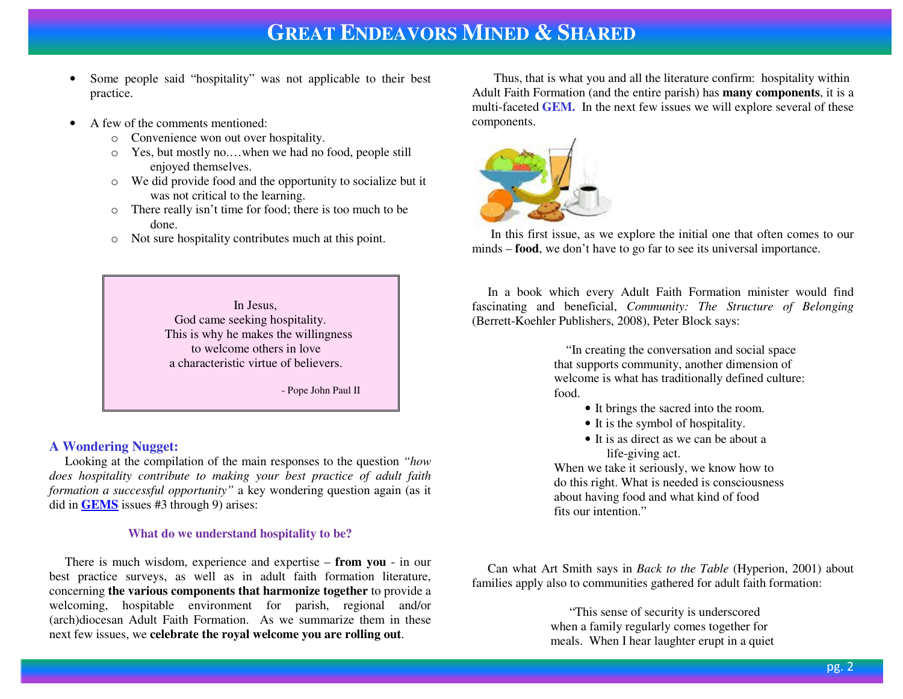- Some people said "hospitality" was not applicable to their best practice.

- A few of the comments mentioned:
  - Convenience won out over hospitality.
  - Yes, but mostly no….when we had no food, people still enjoyed themselves.
  - We did provide food and the opportunity to socialize but it was not critical to the learning.
  - There really isn't time for food; there is too much to be done.
  - Not sure hospitality contributes much at this point.

> In Jesus,
> God came seeking hospitality.
> This is why he makes the willingness
> to welcome others in love
> a characteristic virtue of believers.
>
> - Pope John Paul II

### A Wondering Nugget:

Looking at the compilation of the main responses to the question *"how does hospitality contribute to making your best practice of adult faith formation a successful opportunity"* a key wondering question again (as it did in **GEMS** issues #3 through 9) arises:

**What do we understand hospitality to be?**

There is much wisdom, experience and expertise – **from you** - in our best practice surveys, as well as in adult faith formation literature, concerning **the various components that harmonize together** to provide a welcoming, hospitable environment for parish, regional and/or (arch)diocesan Adult Faith Formation. As we summarize them in these next few issues, we **celebrate the royal welcome you are rolling out**.

Thus, that is what you and all the literature confirm: hospitality within Adult Faith Formation (and the entire parish) has **many components**, it is a multi-faceted **GEM.** In the next few issues we will explore several of these components.

In this first issue, as we explore the initial one that often comes to our minds – **food**, we don't have to go far to see its universal importance.

In a book which every Adult Faith Formation minister would find fascinating and beneficial, *Community: The Structure of Belonging* (Berrett-Koehler Publishers, 2008), Peter Block says:

> "In creating the conversation and social space that supports community, another dimension of welcome is what has traditionally defined culture: food.
>
> - It brings the sacred into the room.
> - It is the symbol of hospitality.
> - It is as direct as we can be about a life-giving act.
>
> When we take it seriously, we know how to do this right. What is needed is consciousness about having food and what kind of food fits our intention."

Can what Art Smith says in *Back to the Table* (Hyperion, 2001) about families apply also to communities gathered for adult faith formation:

> "This sense of security is underscored when a family regularly comes together for meals. When I hear laughter erupt in a quiet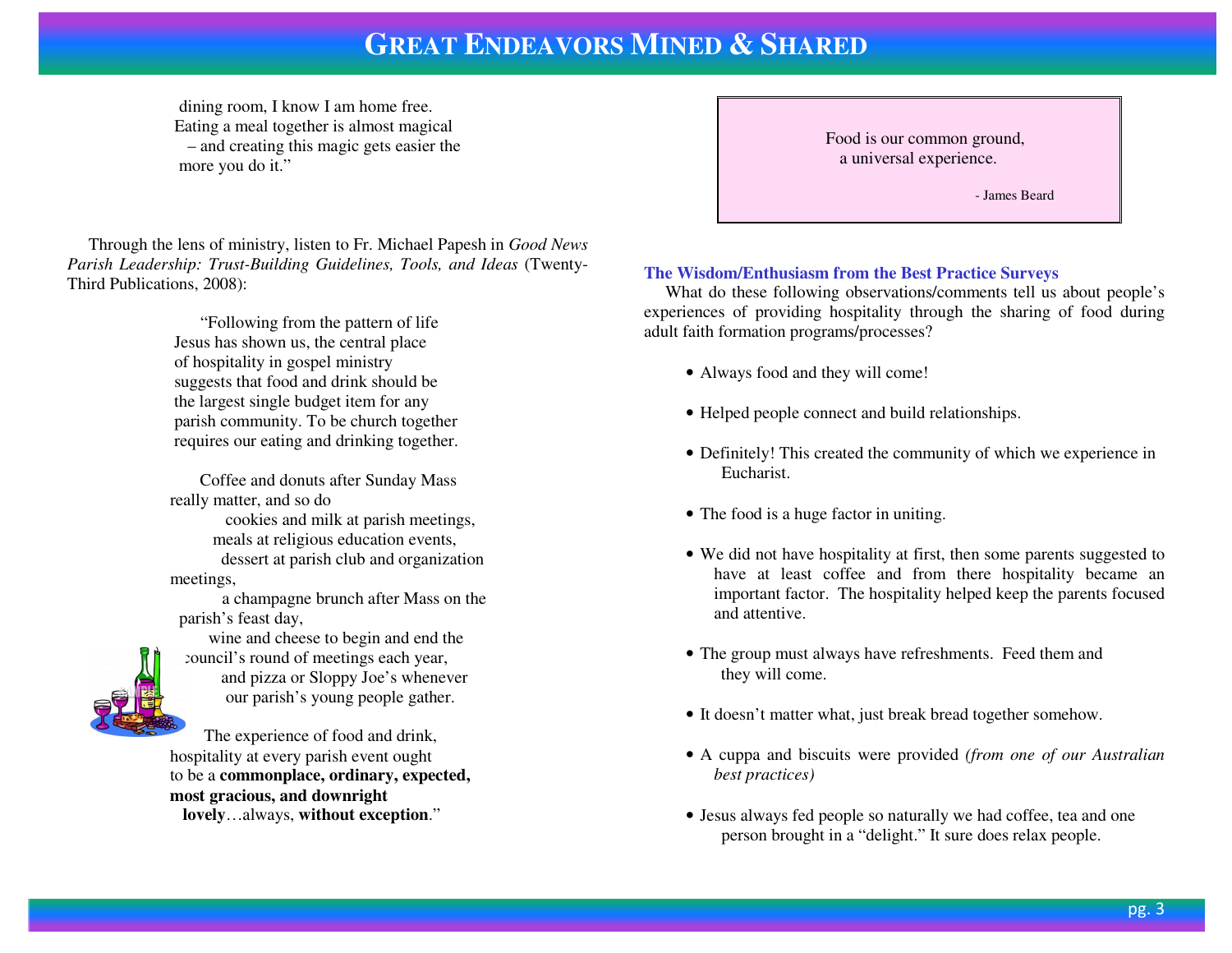dining room, I know I am home free. Eating a meal together is almost magical – and creating this magic gets easier the more you do it."

Through the lens of ministry, listen to Fr. Michael Papesh in *Good News Parish Leadership: Trust-Building Guidelines, Tools, and Ideas* (Twenty-Third Publications, 2008):

> "Following from the pattern of life Jesus has shown us, the central place of hospitality in gospel ministry suggests that food and drink should be the largest single budget item for any parish community. To be church together requires our eating and drinking together.
>
> Coffee and donuts after Sunday Mass really matter, and so do
> cookies and milk at parish meetings,
> meals at religious education events,
> dessert at parish club and organization meetings,
> a champagne brunch after Mass on the parish's feast day,
> wine and cheese to begin and end the council's round of meetings each year,
> and pizza or Sloppy Joe's whenever our parish's young people gather.
>
> The experience of food and drink, hospitality at every parish event ought to be a **commonplace, ordinary, expected, most gracious, and downright lovely**…always, **without exception**."

> Food is our common ground,
> a universal experience.
>
> - James Beard

### The Wisdom/Enthusiasm from the Best Practice Surveys

What do these following observations/comments tell us about people's experiences of providing hospitality through the sharing of food during adult faith formation programs/processes?

- Always food and they will come!
- Helped people connect and build relationships.
- Definitely! This created the community of which we experience in Eucharist.
- The food is a huge factor in uniting.
- We did not have hospitality at first, then some parents suggested to have at least coffee and from there hospitality became an important factor. The hospitality helped keep the parents focused and attentive.
- The group must always have refreshments. Feed them and they will come.
- It doesn't matter what, just break bread together somehow.
- A cuppa and biscuits were provided *(from one of our Australian best practices)*
- Jesus always fed people so naturally we had coffee, tea and one person brought in a "delight." It sure does relax people.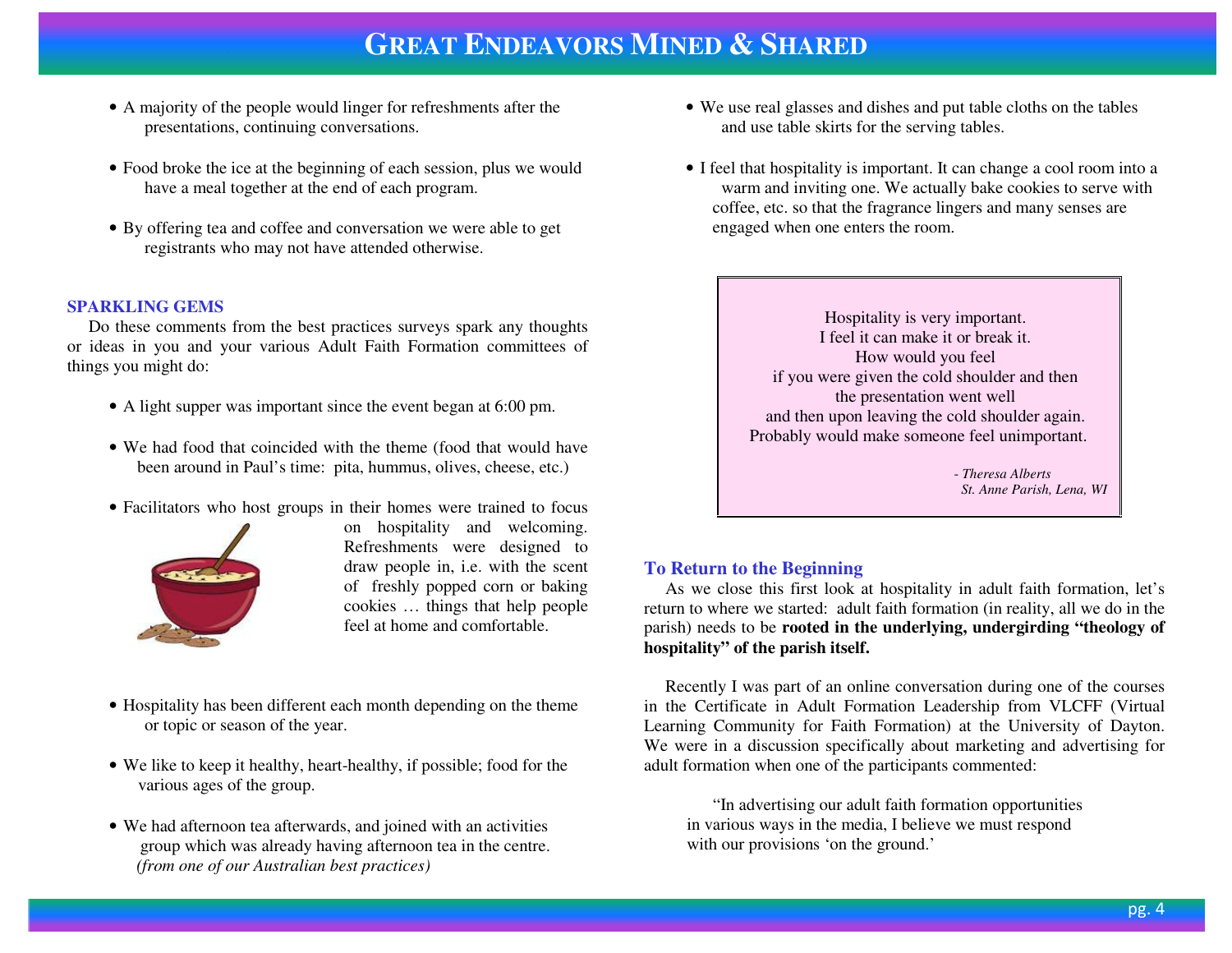# GREAT ENDEAVORS MINED & SHARED

- A majority of the people would linger for refreshments after the presentations, continuing conversations.
- Food broke the ice at the beginning of each session, plus we would have a meal together at the end of each program.
- By offering tea and coffee and conversation we were able to get registrants who may not have attended otherwise.

### SPARKLING GEMS

Do these comments from the best practices surveys spark any thoughts or ideas in you and your various Adult Faith Formation committees of things you might do:

- A light supper was important since the event began at 6:00 pm.
- We had food that coincided with the theme (food that would have been around in Paul's time: pita, hummus, olives, cheese, etc.)
- Facilitators who host groups in their homes were trained to focus on hospitality and welcoming. Refreshments were designed to draw people in, i.e. with the scent of freshly popped corn or baking cookies … things that help people feel at home and comfortable.
- Hospitality has been different each month depending on the theme or topic or season of the year.
- We like to keep it healthy, heart-healthy, if possible; food for the various ages of the group.
- We had afternoon tea afterwards, and joined with an activities group which was already having afternoon tea in the centre. *(from one of our Australian best practices)*
- We use real glasses and dishes and put table cloths on the tables and use table skirts for the serving tables.
- I feel that hospitality is important. It can change a cool room into a warm and inviting one. We actually bake cookies to serve with coffee, etc. so that the fragrance lingers and many senses are engaged when one enters the room.

> Hospitality is very important.
> I feel it can make it or break it.
> How would you feel
> if you were given the cold shoulder and then
> the presentation went well
> and then upon leaving the cold shoulder again.
> Probably would make someone feel unimportant.
>
> *- Theresa Alberts*
> *St. Anne Parish, Lena, WI*

### To Return to the Beginning

As we close this first look at hospitality in adult faith formation, let's return to where we started: adult faith formation (in reality, all we do in the parish) needs to be **rooted in the underlying, undergirding "theology of hospitality" of the parish itself.**

Recently I was part of an online conversation during one of the courses in the Certificate in Adult Formation Leadership from VLCFF (Virtual Learning Community for Faith Formation) at the University of Dayton. We were in a discussion specifically about marketing and advertising for adult formation when one of the participants commented:

> "In advertising our adult faith formation opportunities in various ways in the media, I believe we must respond with our provisions 'on the ground.'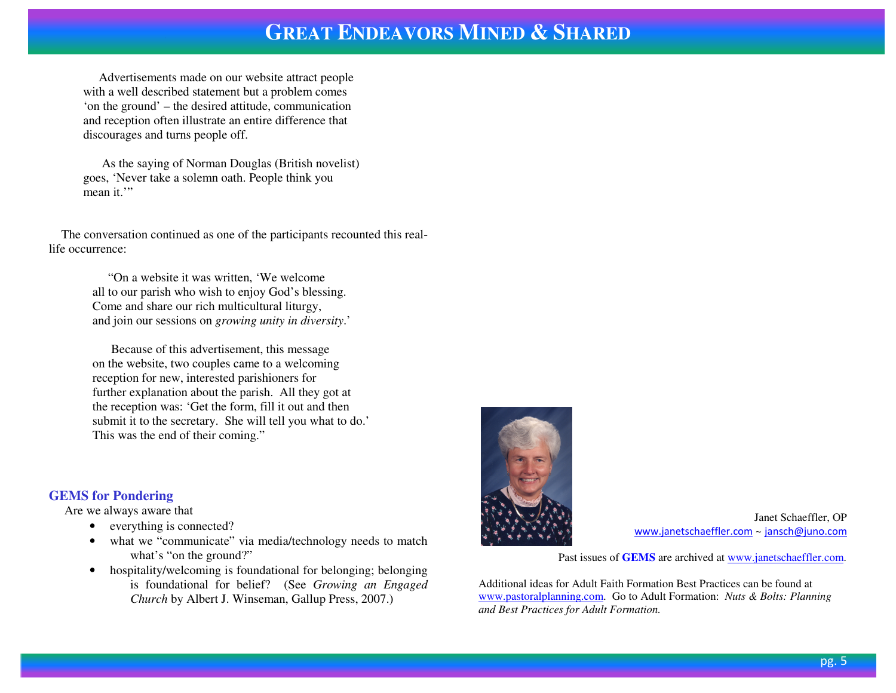Advertisements made on our website attract people with a well described statement but a problem comes 'on the ground' – the desired attitude, communication and reception often illustrate an entire difference that discourages and turns people off.

As the saying of Norman Douglas (British novelist) goes, 'Never take a solemn oath. People think you mean it.'"

The conversation continued as one of the participants recounted this real-life occurrence:

"On a website it was written, 'We welcome all to our parish who wish to enjoy God's blessing. Come and share our rich multicultural liturgy, and join our sessions on *growing unity in diversity*.'

Because of this advertisement, this message on the website, two couples came to a welcoming reception for new, interested parishioners for further explanation about the parish. All they got at the reception was: 'Get the form, fill it out and then submit it to the secretary. She will tell you what to do.' This was the end of their coming."

## GEMS for Pondering

Are we always aware that

- everything is connected?
- what we "communicate" via media/technology needs to match what's "on the ground?"
- hospitality/welcoming is foundational for belonging; belonging is foundational for belief? (See *Growing an Engaged Church* by Albert J. Winseman, Gallup Press, 2007.)

Janet Schaeffler, OP
www.janetschaeffler.com ~ jansch@juno.com

Past issues of **GEMS** are archived at www.janetschaeffler.com.

Additional ideas for Adult Faith Formation Best Practices can be found at www.pastoralplanning.com. Go to Adult Formation: *Nuts & Bolts: Planning and Best Practices for Adult Formation.*